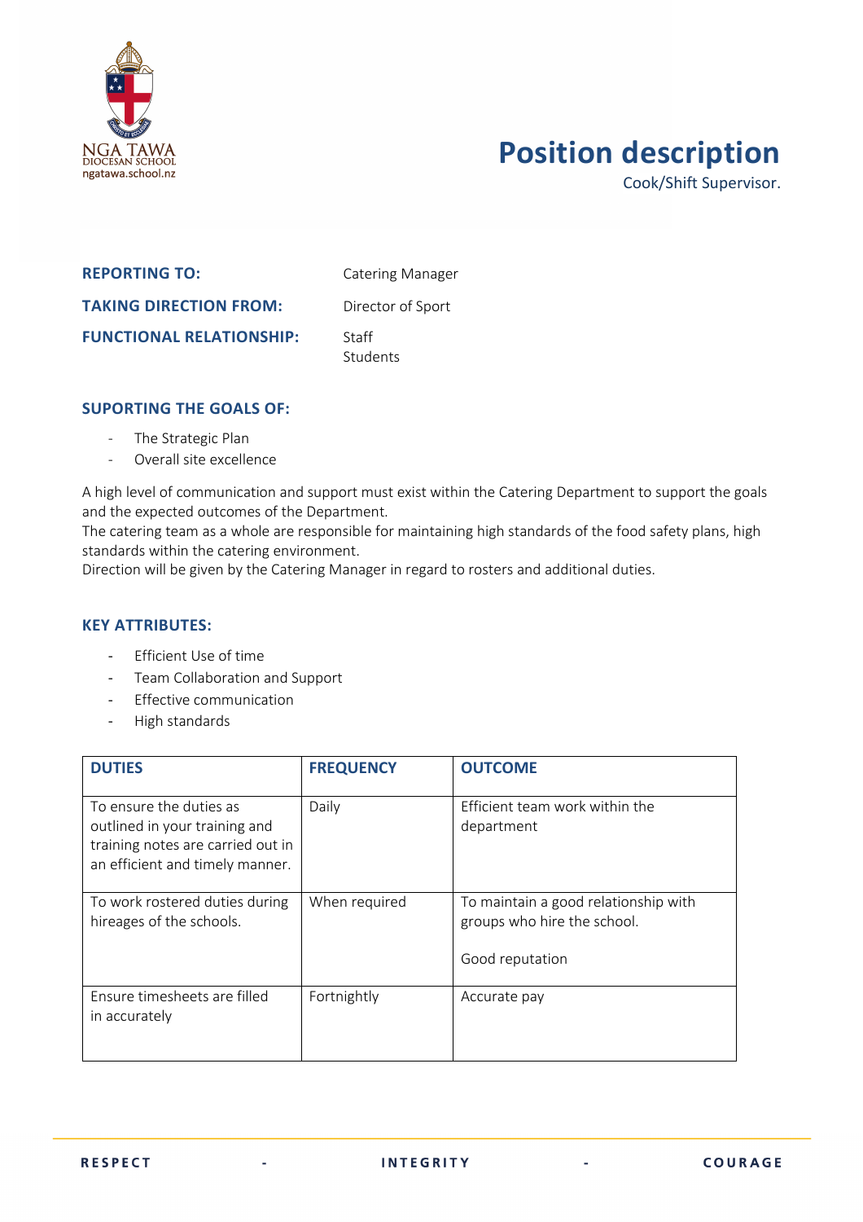NGA TAWA
DIOCESAN SCHOOL
ngatawa.school.nz

# Position description

Cook/Shift Supervisor.

**REPORTING TO:** Catering Manager

**TAKING DIRECTION FROM:** Director of Sport

**FUNCTIONAL RELATIONSHIP:** Staff
Students

### SUPORTING THE GOALS OF:

- The Strategic Plan
- Overall site excellence

A high level of communication and support must exist within the Catering Department to support the goals and the expected outcomes of the Department.
The catering team as a whole are responsible for maintaining high standards of the food safety plans, high standards within the catering environment.
Direction will be given by the Catering Manager in regard to rosters and additional duties.

### KEY ATTRIBUTES:

- Efficient Use of time
- Team Collaboration and Support
- Effective communication
- High standards

| DUTIES | FREQUENCY | OUTCOME |
|---|---|---|
| To ensure the duties as outlined in your training and training notes are carried out in an efficient and timely manner. | Daily | Efficient team work within the department |
| To work rostered duties during hireages of the schools. | When required | To maintain a good relationship with groups who hire the school.<br><br>Good reputation |
| Ensure timesheets are filled in accurately | Fortnightly | Accurate pay |

RESPECT - INTEGRITY - COURAGE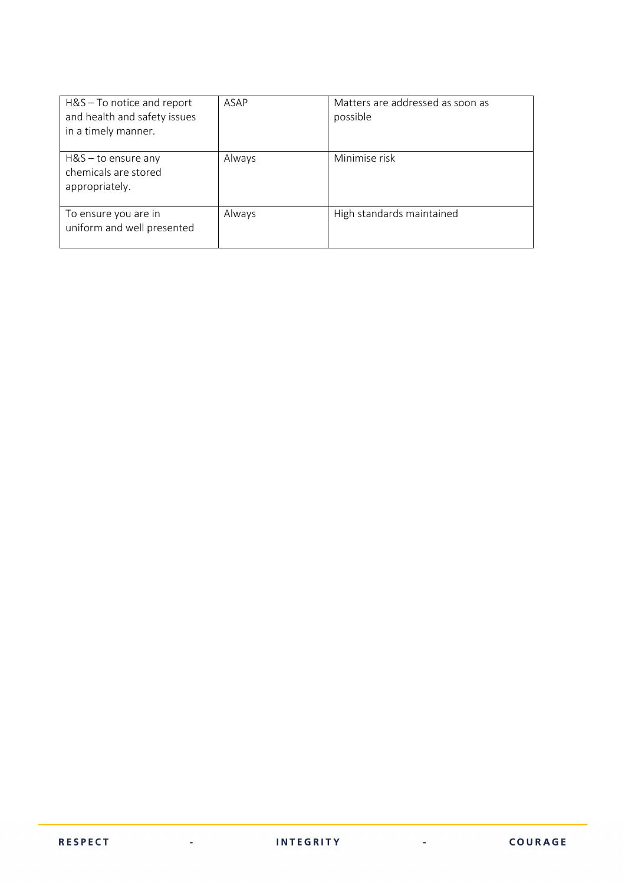| | | |
|---|---|---|
| H&S – To notice and report and health and safety issues in a timely manner. | ASAP | Matters are addressed as soon as possible |
| H&S – to ensure any chemicals are stored appropriately. | Always | Minimise risk |
| To ensure you are in uniform and well presented | Always | High standards maintained |